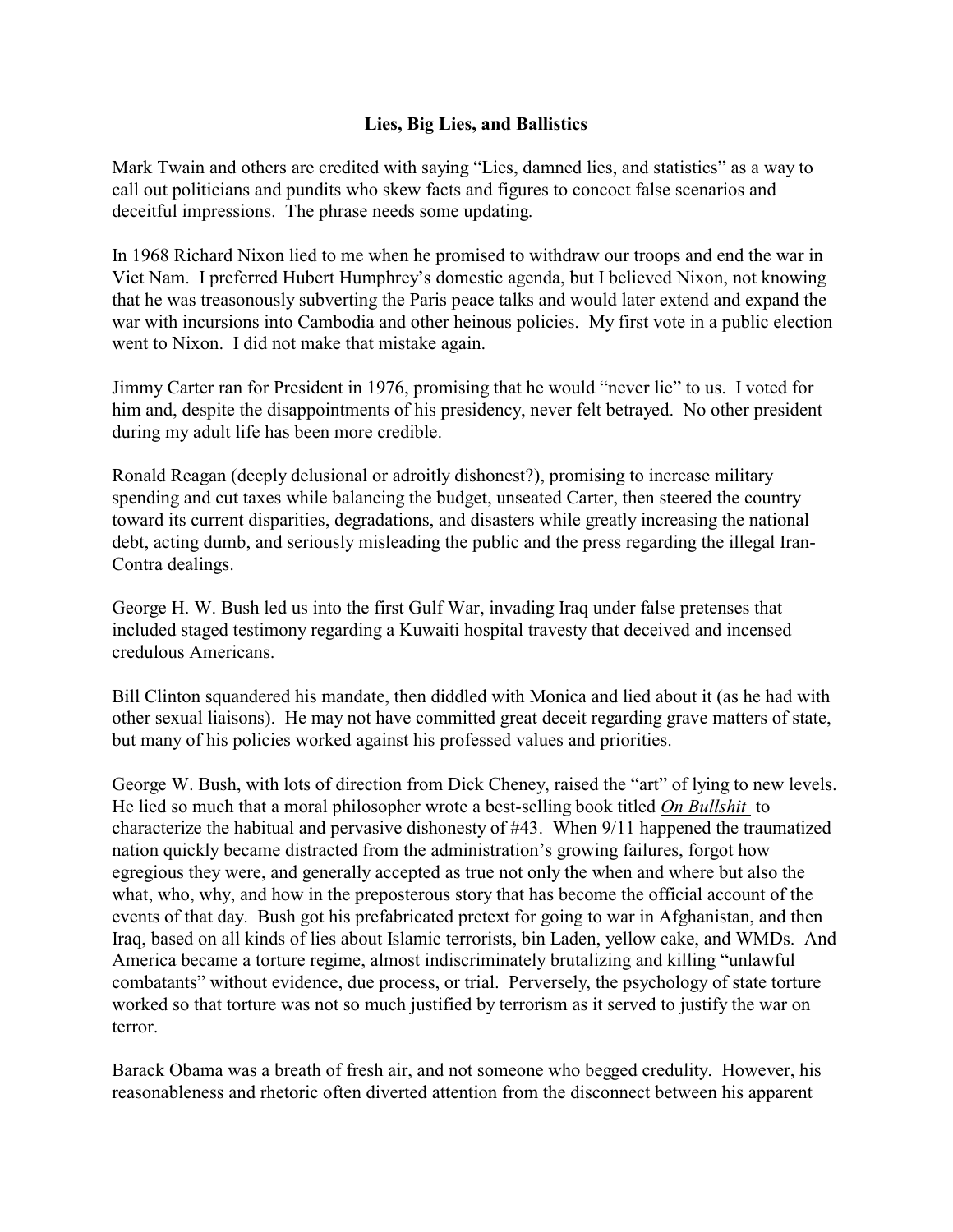**Lies, Big Lies, and Ballistics**

Mark Twain and others are credited with saying "Lies, damned lies, and statistics" as a way to call out politicians and pundits who skew facts and figures to concoct false scenarios and deceitful impressions. The phrase needs some updating.

In 1968 Richard Nixon lied to me when he promised to withdraw our troops and end the war in Viet Nam. I preferred Hubert Humphrey's domestic agenda, but I believed Nixon, not knowing that he was treasonously subverting the Paris peace talks and would later extend and expand the war with incursions into Cambodia and other heinous policies. My first vote in a public election went to Nixon. I did not make that mistake again.

Jimmy Carter ran for President in 1976, promising that he would "never lie" to us. I voted for him and, despite the disappointments of his presidency, never felt betrayed. No other president during my adult life has been more credible.

Ronald Reagan (deeply delusional or adroitly dishonest?), promising to increase military spending and cut taxes while balancing the budget, unseated Carter, then steered the country toward its current disparities, degradations, and disasters while greatly increasing the national debt, acting dumb, and seriously misleading the public and the press regarding the illegal Iran-Contra dealings.

George H. W. Bush led us into the first Gulf War, invading Iraq under false pretenses that included staged testimony regarding a Kuwaiti hospital travesty that deceived and incensed credulous Americans.

Bill Clinton squandered his mandate, then diddled with Monica and lied about it (as he had with other sexual liaisons). He may not have committed great deceit regarding grave matters of state, but many of his policies worked against his professed values and priorities.

George W. Bush, with lots of direction from Dick Cheney, raised the "art" of lying to new levels. He lied so much that a moral philosopher wrote a best-selling book titled ***On Bullshit*** to characterize the habitual and pervasive dishonesty of #43. When 9/11 happened the traumatized nation quickly became distracted from the administration's growing failures, forgot how egregious they were, and generally accepted as true not only the when and where but also the what, who, why, and how in the preposterous story that has become the official account of the events of that day. Bush got his prefabricated pretext for going to war in Afghanistan, and then Iraq, based on all kinds of lies about Islamic terrorists, bin Laden, yellow cake, and WMDs. And America became a torture regime, almost indiscriminately brutalizing and killing "unlawful combatants" without evidence, due process, or trial. Perversely, the psychology of state torture worked so that torture was not so much justified by terrorism as it served to justify the war on terror.

Barack Obama was a breath of fresh air, and not someone who begged credulity. However, his reasonableness and rhetoric often diverted attention from the disconnect between his apparent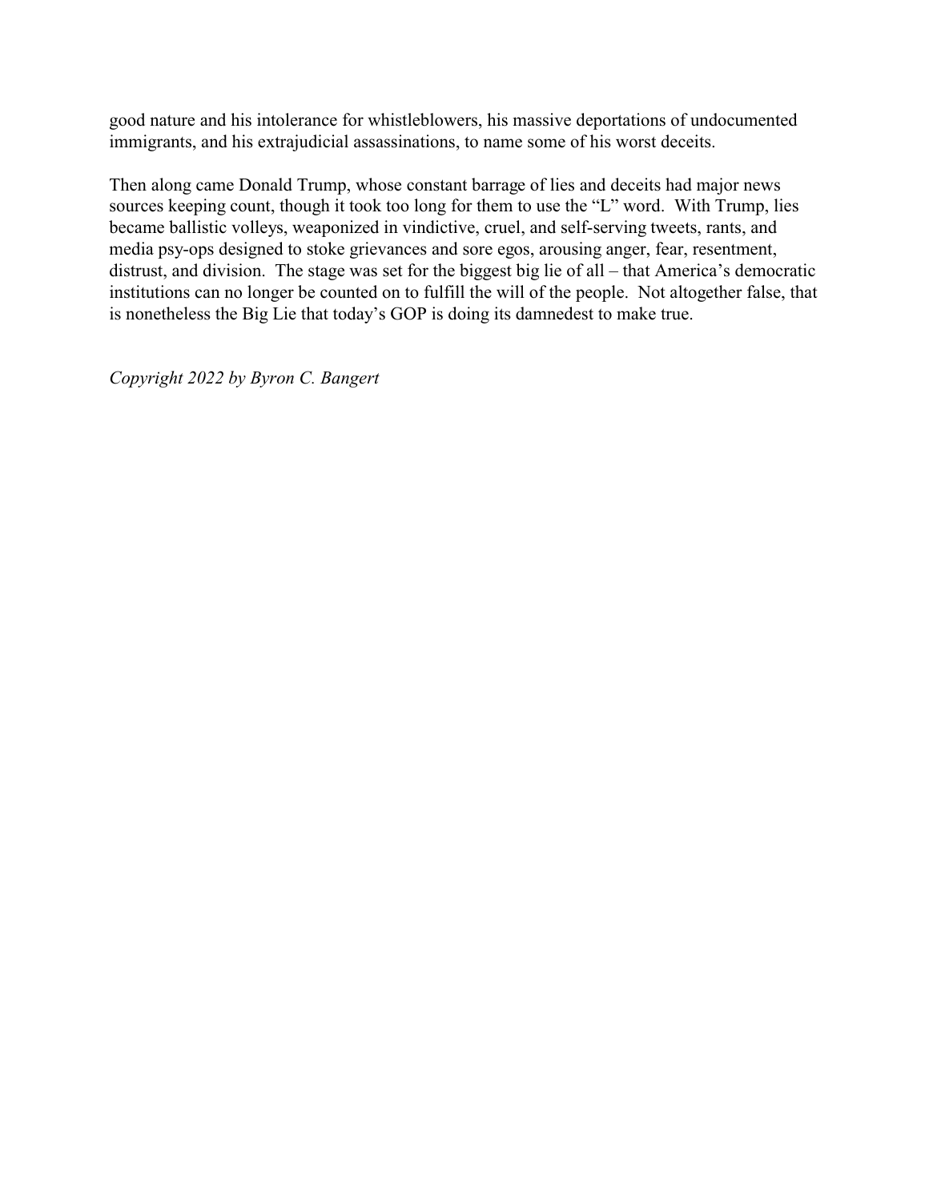good nature and his intolerance for whistleblowers, his massive deportations of undocumented immigrants, and his extrajudicial assassinations, to name some of his worst deceits.

Then along came Donald Trump, whose constant barrage of lies and deceits had major news sources keeping count, though it took too long for them to use the "L" word. With Trump, lies became ballistic volleys, weaponized in vindictive, cruel, and self-serving tweets, rants, and media psy-ops designed to stoke grievances and sore egos, arousing anger, fear, resentment, distrust, and division. The stage was set for the biggest big lie of all – that America's democratic institutions can no longer be counted on to fulfill the will of the people. Not altogether false, that is nonetheless the Big Lie that today's GOP is doing its damnedest to make true.

*Copyright 2022 by Byron C. Bangert*